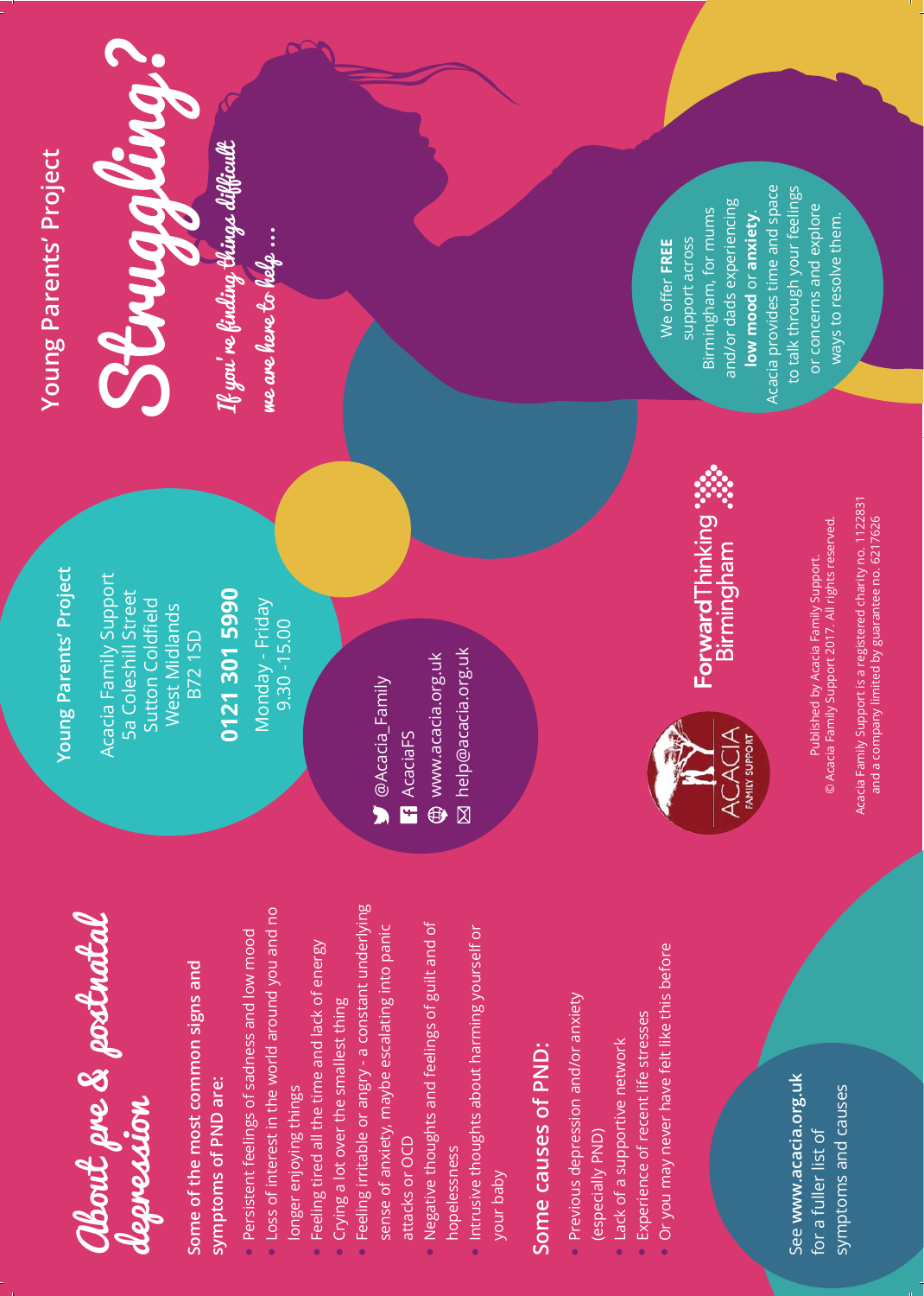# Young Parents' Project

# Struggling?

*If you're finding things difficult we are here to help...*

We offer **FREE** support across Birmingham, for mums and/or dads experiencing **low mood** or **anxiety**. Acacia provides time and space to talk through your feelings or concerns and explore ways to resolve them.

ForwardThinking Birmingham

Published by Acacia Family Support.
© Acacia Family Support 2017. All rights reserved.

Acacia Family Support is a registered charity no. 1122831 and a company limited by guarantee no. 6217626

## Young Parents' Project

Acacia Family Support
5a Coleshill Street
Sutton Coldfield
West Midlands
B72 1SD

**0121 301 5990**

Monday - Friday
9.30 -15.00

- @Acacia_Family
- AcaciaFS
- www.acacia.org.uk
- help@acacia.org.uk

ACACIA FAMILY SUPPORT

## About pre & postnatal depression

**Some of the most common signs and symptoms of PND are:**

- Persistent feelings of sadness and low mood
- Loss of interest in the world around you and no longer enjoying things
- Feeling tired all the time and lack of energy
- Crying a lot over the smallest thing
- Feeling irritable or angry - a constant underlying sense of anxiety, maybe escalating into panic attacks or OCD
- Negative thoughts and feelings of guilt and of hopelessness
- Intrusive thoughts about harming yourself or your baby

## Some causes of PND:

- Previous depression and/or anxiety (especially PND)
- Lack of a supportive network
- Experience of recent life stresses
- Or you may never have felt like this before

See **www.acacia.org.uk** for a fuller list of symptoms and causes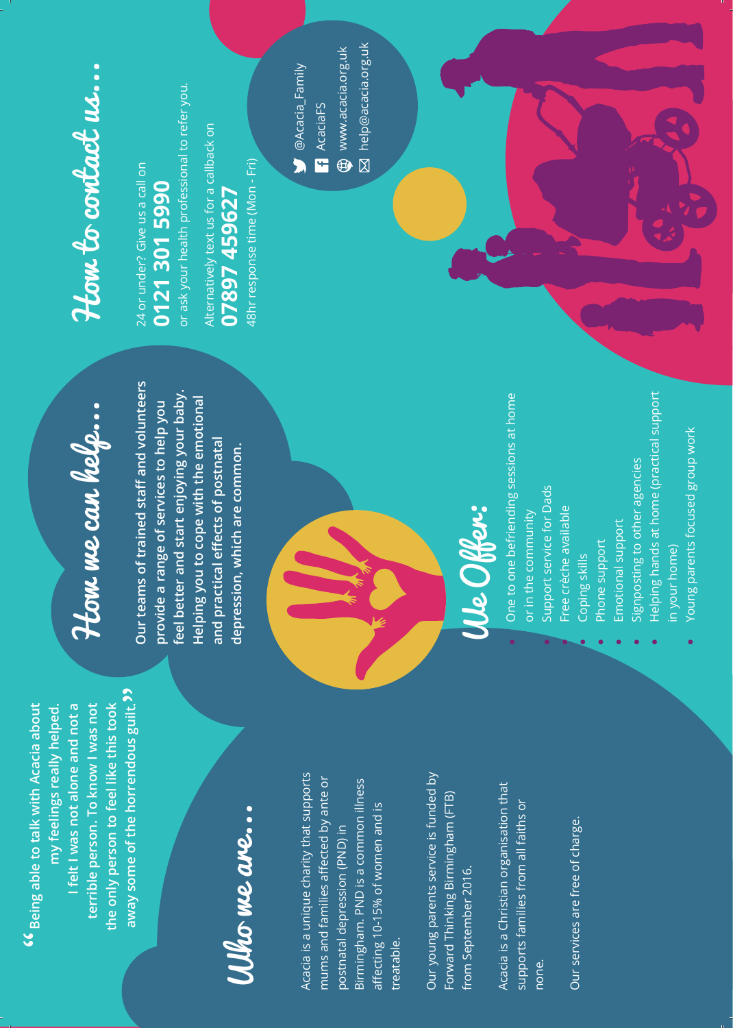"Being able to talk with Acacia about my feelings really helped. I felt I was not alone and not a terrible person. To know I was not the only person to feel like this took away some of the horrendous guilt."

## Who we are...

Acacia is a unique charity that supports mums and families affected by ante or postnatal depression (PND) in Birmingham. PND is a common illness affecting 10-15% of women and is treatable.

Our young parents service is funded by Forward Thinking Birmingham (FTB) from September 2016.

Acacia is a Christian organisation that supports families from all faiths or none.

Our services are free of charge.

## How we can help...

**Our teams of trained staff and volunteers provide a range of services to help you feel better and start enjoying your baby. Helping you to cope with the emotional and practical effects of postnatal depression, which are common.**

## We Offer:

- One to one befriending sessions at home or in the community
- Support service for Dads
- Free crèche available
- Coping skills
- Phone support
- Emotional support
- Signposting to other agencies
- Helping hands at home (practical support in your home)
- Young parents focused group work

## How to contact us...

24 or under? Give us a call on
**0121 301 5990**
or ask your health professional to refer you.

Alternatively text us for a callback on
**07897 459627**
48hr response time (Mon - Fri)

@Acacia_Family
AcaciaFS
www.acacia.org.uk
help@acacia.org.uk